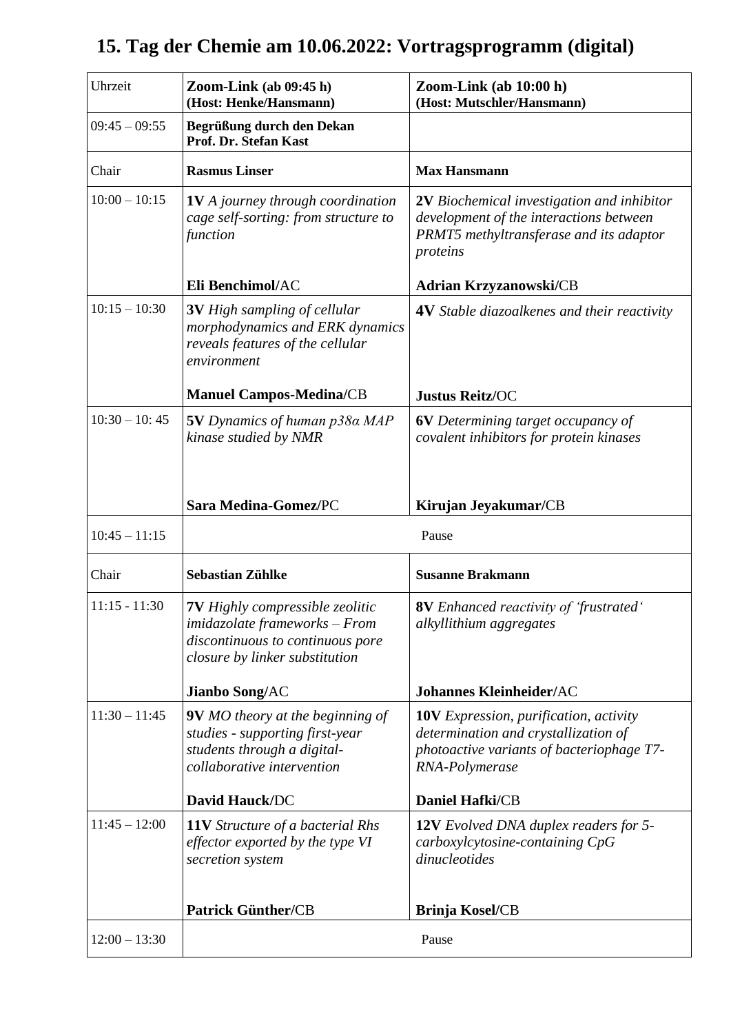# 15. Tag der Chemie am 10.06.2022: Vortragsprogramm (digital)

| Uhrzeit | **Zoom-Link (ab 09:45 h)** **(Host: Henke/Hansmann)** | **Zoom-Link (ab 10:00 h)** **(Host: Mutschler/Hansmann)** |
|---|---|---|
| 09:45 – 09:55 | **Begrüßung durch den Dekan Prof. Dr. Stefan Kast** | |
| Chair | **Rasmus Linser** | **Max Hansmann** |
| 10:00 – 10:15 | **1V** *A journey through coordination cage self-sorting: from structure to function* **Eli Benchimol/**AC | **2V** *Biochemical investigation and inhibitor development of the interactions between PRMT5 methyltransferase and its adaptor proteins* **Adrian Krzyzanowski/**CB |
| 10:15 – 10:30 | **3V** *High sampling of cellular morphodynamics and ERK dynamics reveals features of the cellular environment* **Manuel Campos-Medina/**CB | **4V** *Stable diazoalkenes and their reactivity* **Justus Reitz/**OC |
| 10:30 – 10: 45 | **5V** *Dynamics of human p38α MAP kinase studied by NMR* **Sara Medina-Gomez/**PC | **6V** *Determining target occupancy of covalent inhibitors for protein kinases* **Kirujan Jeyakumar/**CB |
| 10:45 – 11:15 | Pause | |
| Chair | **Sebastian Zühlke** | **Susanne Brakmann** |
| 11:15 - 11:30 | **7V** *Highly compressible zeolitic imidazolate frameworks – From discontinuous to continuous pore closure by linker substitution* **Jianbo Song/**AC | **8V** *Enhanced reactivity of 'frustrated' alkyllithium aggregates* **Johannes Kleinheider/**AC |
| 11:30 – 11:45 | **9V** *MO theory at the beginning of studies - supporting first-year students through a digital-collaborative intervention* **David Hauck/**DC | **10V** *Expression, purification, activity determination and crystallization of photoactive variants of bacteriophage T7-RNA-Polymerase* **Daniel Hafki/**CB |
| 11:45 – 12:00 | **11V** *Structure of a bacterial Rhs effector exported by the type VI secretion system* **Patrick Günther/**CB | **12V** *Evolved DNA duplex readers for 5-carboxylcytosine-containing CpG dinucleotides* **Brinja Kosel/**CB |
| 12:00 – 13:30 | Pause | |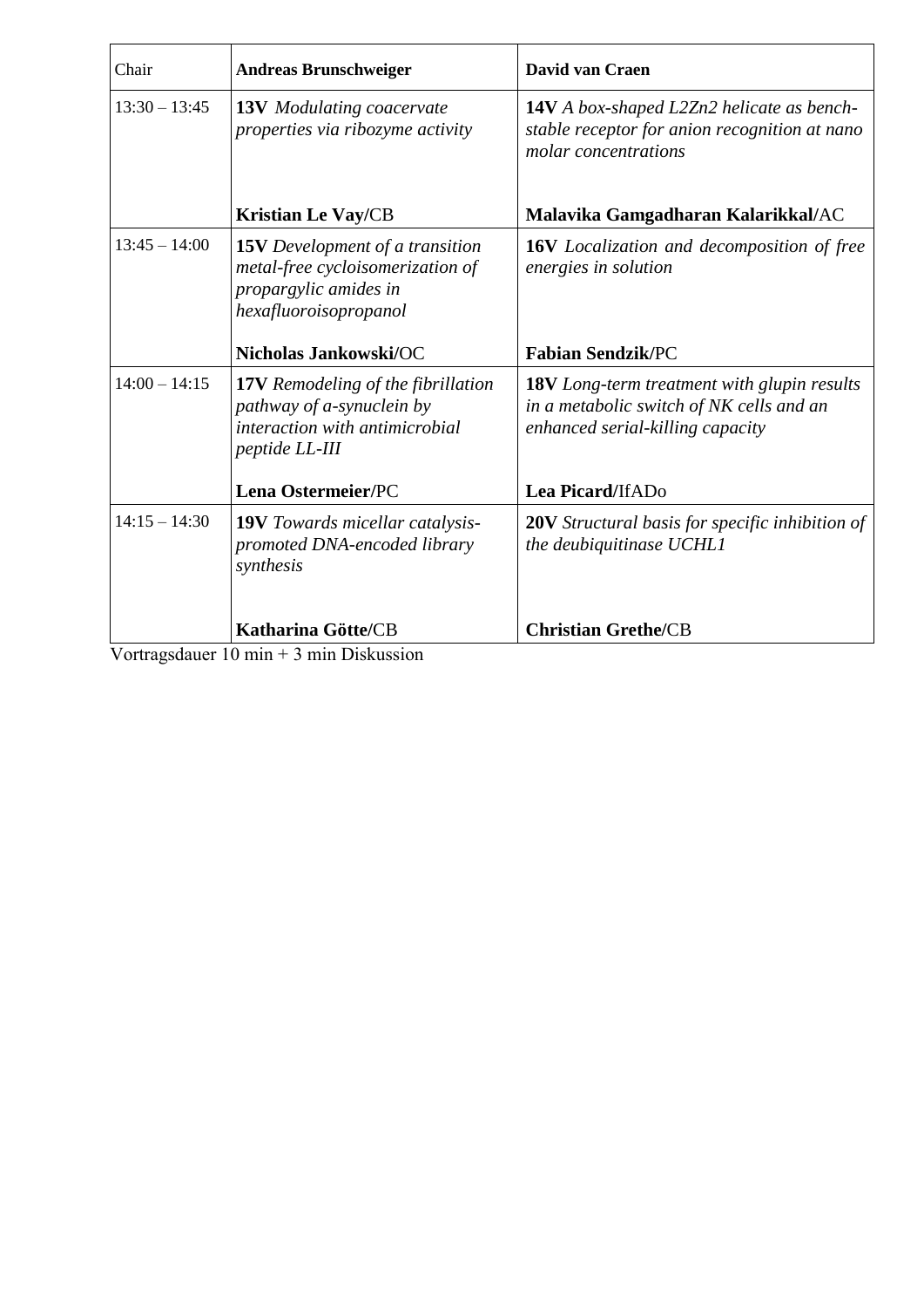| Chair | **Andreas Brunschweiger** | **David van Craen** |
|---|---|---|
| 13:30 – 13:45 | **13V** *Modulating coacervate properties via ribozyme activity*<br><br>**Kristian Le Vay/**CB | **14V** *A box-shaped L2Zn2 helicate as bench-stable receptor for anion recognition at nano molar concentrations*<br><br>**Malavika Gamgadharan Kalarikkal/**AC |
| 13:45 – 14:00 | **15V** *Development of a transition metal-free cycloisomerization of propargylic amides in hexafluoroisopropanol*<br><br>**Nicholas Jankowski/**OC | **16V** *Localization and decomposition of free energies in solution*<br><br>**Fabian Sendzik/**PC |
| 14:00 – 14:15 | **17V** *Remodeling of the fibrillation pathway of a-synuclein by interaction with antimicrobial peptide LL-III*<br><br>**Lena Ostermeier/**PC | **18V** *Long-term treatment with glupin results in a metabolic switch of NK cells and an enhanced serial-killing capacity*<br><br>**Lea Picard/**IfADo |
| 14:15 – 14:30 | **19V** *Towards micellar catalysis-promoted DNA-encoded library synthesis*<br><br>**Katharina Götte/**CB | **20V** *Structural basis for specific inhibition of the deubiquitinase UCHL1*<br><br>**Christian Grethe/**CB |

Vortragsdauer 10 min + 3 min Diskussion